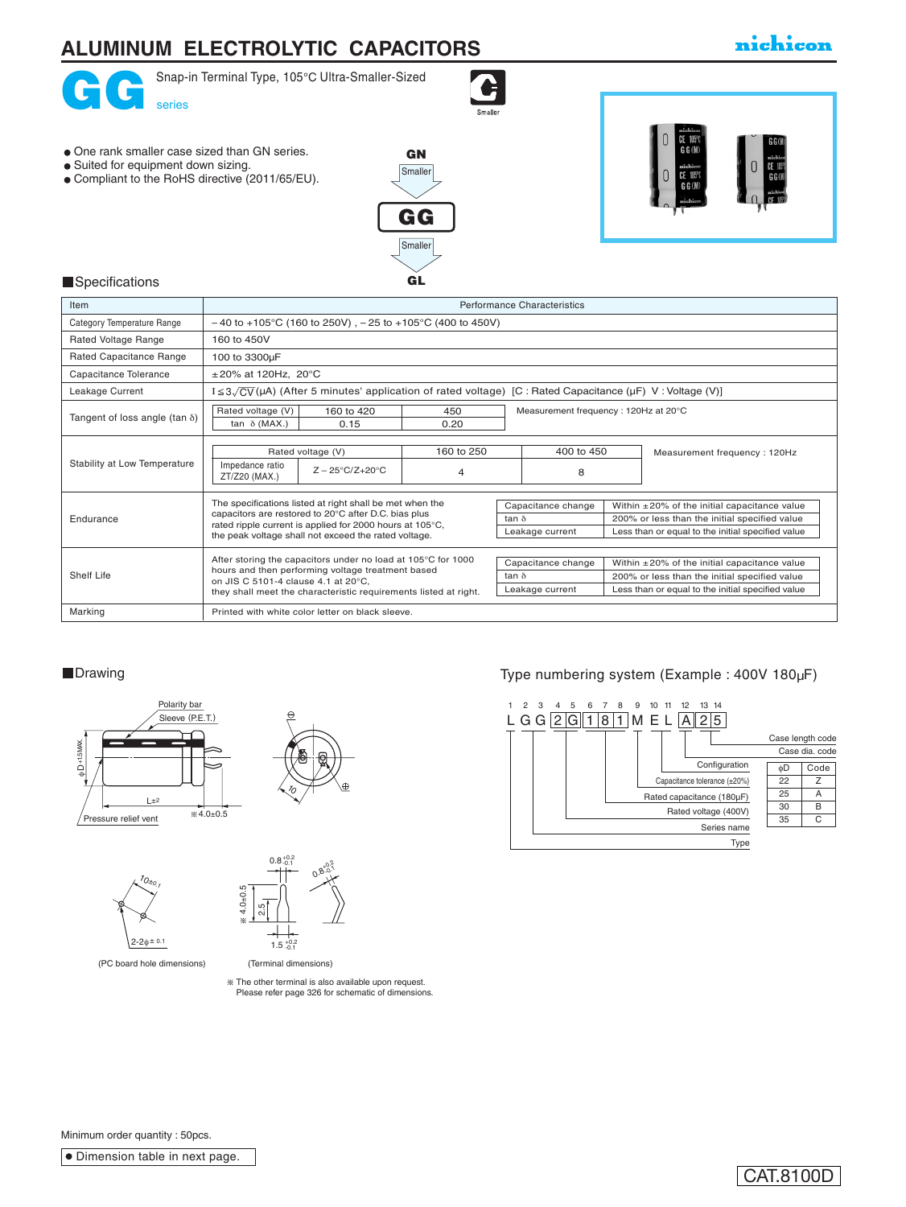# ALUMINUM ELECTROLYTIC CAPACITORS

nichicon

## GG series

Snap-in Terminal Type, 105°C Ultra-Smaller-Sized

Smaller

- One rank smaller case sized than GN series.
- Suited for equipment down sizing.
- Compliant to the RoHS directive (2011/65/EU).

GN → Smaller → **GG** → Smaller → GL

## Specifications

| Item | Performance Characteristics |
|---|---|
| Category Temperature Range | – 40 to +105°C (160 to 250V) , – 25 to +105°C (400 to 450V) |
| Rated Voltage Range | 160 to 450V |
| Rated Capacitance Range | 100 to 3300µF |
| Capacitance Tolerance | ±20% at 120Hz, 20°C |
| Leakage Current | $I \leq 3\sqrt{CV}$ (µA) (After 5 minutes' application of rated voltage) [C : Rated Capacitance (µF) V : Voltage (V)] |
| Tangent of loss angle (tan δ) | Rated voltage (V): 160 to 420 / 450; tan δ (MAX.): 0.15 / 0.20. Measurement frequency : 120Hz at 20°C |
| Stability at Low Temperature | Rated voltage (V): 160 to 250 / 400 to 450; Impedance ratio ZT/Z20 (MAX.) Z – 25°C/Z+20°C: 4 / 8. Measurement frequency : 120Hz |
| Endurance | The specifications listed at right shall be met when the capacitors are restored to 20°C after D.C. bias plus rated ripple current is applied for 2000 hours at 105°C, the peak voltage shall not exceed the rated voltage. Capacitance change: Within ±20% of the initial capacitance value; tan δ: 200% or less than the initial specified value; Leakage current: Less than or equal to the initial specified value |
| Shelf Life | After storing the capacitors under no load at 105°C for 1000 hours and then performing voltage treatment based on JIS C 5101-4 clause 4.1 at 20°C, they shall meet the characteristic requirements listed at right. Capacitance change: Within ±20% of the initial capacitance value; tan δ: 200% or less than the initial specified value; Leakage current: Less than or equal to the initial specified value |
| Marking | Printed with white color letter on black sleeve. |

## Drawing

Polarity bar, Sleeve (P.E.T.), φD +1.5MAX., L±2, ※4.0±0.5, Pressure relief vent, 10

10±0.1, 2-2φ±0.1

(PC board hole dimensions)

$0.8^{+0.2}_{-0.1}$, ※4.0±0.5, 2.5, $1.5^{+0.2}_{-0.1}$

(Terminal dimensions)

※ The other terminal is also available upon request. Please refer page 326 for schematic of dimensions.

## Type numbering system (Example : 400V 180µF)

| 1 | 2 | 3 | 4 | 5 | 6 | 7 | 8 | 9 | 10 | 11 | 12 | 13 | 14 |
|---|---|---|---|---|---|---|---|---|---|---|---|---|---|
| L | G | G | 2 | G | 1 | 8 | 1 | M | E | L | A | 2 | 5 |

- Case length code (13–14)
- Case dia. code (12)
- Configuration (10–11)
- Capacitance tolerance (±20%) (9)
- Rated capacitance (180µF) (6–8)
- Rated voltage (400V) (4–5)
- Series name (2–3)
- Type (1)

| φD | Code |
|---|---|
| 22 | Z |
| 25 | A |
| 30 | B |
| 35 | C |

Minimum order quantity : 50pcs.

● Dimension table in next page.

CAT.8100D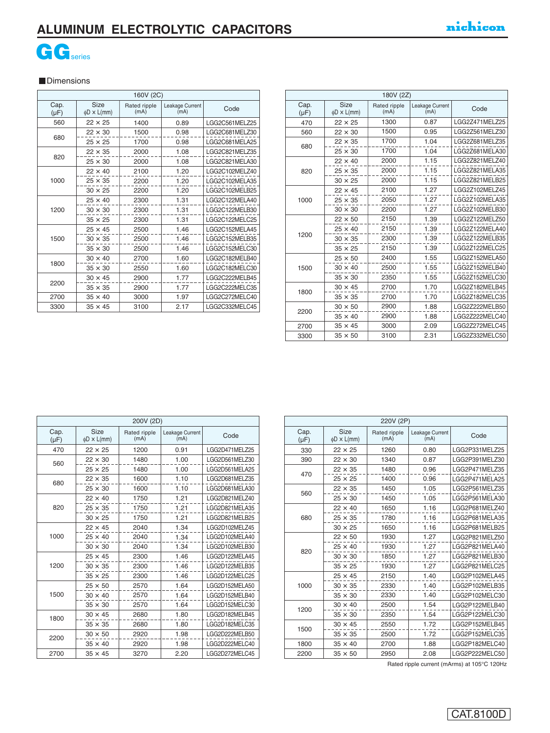# ALUMINUM ELECTROLYTIC CAPACITORS

nichicon

## GG series

### ■Dimensions

| 160V (2C) | | | | |
|---|---|---|---|---|
| Cap. (μF) | Size ϕD × L(mm) | Rated ripple (mA) | Leakage Current (mA) | Code |
| 560 | 22 × 25 | 1400 | 0.89 | LGG2C561MELZ25 |
| 680 | 22 × 30 | 1500 | 0.98 | LGG2C681MELZ30 |
| | 25 × 25 | 1700 | 0.98 | LGG2C681MELA25 |
| 820 | 22 × 35 | 2000 | 1.08 | LGG2C821MELZ35 |
| | 25 × 30 | 2000 | 1.08 | LGG2C821MELA30 |
| 1000 | 22 × 40 | 2100 | 1.20 | LGG2C102MELZ40 |
| | 25 × 35 | 2200 | 1.20 | LGG2C102MELA35 |
| | 30 × 25 | 2200 | 1.20 | LGG2C102MELB25 |
| 1200 | 25 × 40 | 2300 | 1.31 | LGG2C122MELA40 |
| | 30 × 30 | 2300 | 1.31 | LGG2C122MELB30 |
| | 35 × 25 | 2300 | 1.31 | LGG2C122MELC25 |
| 1500 | 25 × 45 | 2500 | 1.46 | LGG2C152MELA45 |
| | 30 × 35 | 2500 | 1.46 | LGG2C152MELB35 |
| | 35 × 30 | 2500 | 1.46 | LGG2C152MELC30 |
| 1800 | 30 × 40 | 2700 | 1.60 | LGG2C182MELB40 |
| | 35 × 30 | 2550 | 1.60 | LGG2C182MELC30 |
| 2200 | 30 × 45 | 2900 | 1.77 | LGG2C222MELB45 |
| | 35 × 35 | 2900 | 1.77 | LGG2C222MELC35 |
| 2700 | 35 × 40 | 3000 | 1.97 | LGG2C272MELC40 |
| 3300 | 35 × 45 | 3100 | 2.17 | LGG2C332MELC45 |

| 180V (2Z) | | | | |
|---|---|---|---|---|
| Cap. (μF) | Size ϕD × L(mm) | Rated ripple (mA) | Leakage Current (mA) | Code |
| 470 | 22 × 25 | 1300 | 0.87 | LGG2Z471MELZ25 |
| 560 | 22 × 30 | 1500 | 0.95 | LGG2Z561MELZ30 |
| 680 | 22 × 35 | 1700 | 1.04 | LGG2Z681MELZ35 |
| | 25 × 30 | 1700 | 1.04 | LGG2Z681MELA30 |
| 820 | 22 × 40 | 2000 | 1.15 | LGG2Z821MELZ40 |
| | 25 × 35 | 2000 | 1.15 | LGG2Z821MELA35 |
| | 30 × 25 | 2000 | 1.15 | LGG2Z821MELB25 |
| 1000 | 22 × 45 | 2100 | 1.27 | LGG2Z102MELZ45 |
| | 25 × 35 | 2050 | 1.27 | LGG2Z102MELA35 |
| | 30 × 30 | 2200 | 1.27 | LGG2Z102MELB30 |
| 1200 | 22 × 50 | 2150 | 1.39 | LGG2Z122MELZ50 |
| | 25 × 40 | 2150 | 1.39 | LGG2Z122MELA40 |
| | 30 × 35 | 2300 | 1.39 | LGG2Z122MELB35 |
| | 35 × 25 | 2150 | 1.39 | LGG2Z122MELC25 |
| 1500 | 25 × 50 | 2400 | 1.55 | LGG2Z152MELA50 |
| | 30 × 40 | 2500 | 1.55 | LGG2Z152MELB40 |
| | 35 × 30 | 2350 | 1.55 | LGG2Z152MELC30 |
| 1800 | 30 × 45 | 2700 | 1.70 | LGG2Z182MELB45 |
| | 35 × 35 | 2700 | 1.70 | LGG2Z182MELC35 |
| 2200 | 30 × 50 | 2900 | 1.88 | LGG2Z222MELB50 |
| | 35 × 40 | 2900 | 1.88 | LGG2Z222MELC40 |
| 2700 | 35 × 45 | 3000 | 2.09 | LGG2Z272MELC45 |
| 3300 | 35 × 50 | 3100 | 2.31 | LGG2Z332MELC50 |

| 200V (2D) | | | | |
|---|---|---|---|---|
| Cap. (μF) | Size ϕD × L(mm) | Rated ripple (mA) | Leakage Current (mA) | Code |
| 470 | 22 × 25 | 1200 | 0.91 | LGG2D471MELZ25 |
| 560 | 22 × 30 | 1480 | 1.00 | LGG2D561MELZ30 |
| | 25 × 25 | 1480 | 1.00 | LGG2D561MELA25 |
| 680 | 22 × 35 | 1600 | 1.10 | LGG2D681MELZ35 |
| | 25 × 30 | 1600 | 1.10 | LGG2D681MELA30 |
| 820 | 22 × 40 | 1750 | 1.21 | LGG2D821MELZ40 |
| | 25 × 35 | 1750 | 1.21 | LGG2D821MELA35 |
| | 30 × 25 | 1750 | 1.21 | LGG2D821MELB25 |
| 1000 | 22 × 45 | 2040 | 1.34 | LGG2D102MELZ45 |
| | 25 × 40 | 2040 | 1.34 | LGG2D102MELA40 |
| | 30 × 30 | 2040 | 1.34 | LGG2D102MELB30 |
| 1200 | 25 × 45 | 2300 | 1.46 | LGG2D122MELA45 |
| | 30 × 35 | 2300 | 1.46 | LGG2D122MELB35 |
| | 35 × 25 | 2300 | 1.46 | LGG2D122MELC25 |
| 1500 | 25 × 50 | 2570 | 1.64 | LGG2D152MELA50 |
| | 30 × 40 | 2570 | 1.64 | LGG2D152MELB40 |
| | 35 × 30 | 2570 | 1.64 | LGG2D152MELC30 |
| 1800 | 30 × 45 | 2680 | 1.80 | LGG2D182MELB45 |
| | 35 × 35 | 2680 | 1.80 | LGG2D182MELC35 |
| 2200 | 30 × 50 | 2920 | 1.98 | LGG2D222MELB50 |
| | 35 × 40 | 2920 | 1.98 | LGG2D222MELC40 |
| 2700 | 35 × 45 | 3270 | 2.20 | LGG2D272MELC45 |

| 220V (2P) | | | | |
|---|---|---|---|---|
| Cap. (μF) | Size ϕD × L(mm) | Rated ripple (mA) | Leakage Current (mA) | Code |
| 330 | 22 × 25 | 1260 | 0.80 | LGG2P331MELZ25 |
| 390 | 22 × 30 | 1340 | 0.87 | LGG2P391MELZ30 |
| 470 | 22 × 35 | 1480 | 0.96 | LGG2P471MELZ35 |
| | 25 × 25 | 1400 | 0.96 | LGG2P471MELA25 |
| 560 | 22 × 35 | 1450 | 1.05 | LGG2P561MELZ35 |
| | 25 × 30 | 1450 | 1.05 | LGG2P561MELA30 |
| 680 | 22 × 40 | 1650 | 1.16 | LGG2P681MELZ40 |
| | 25 × 35 | 1780 | 1.16 | LGG2P681MELA35 |
| | 30 × 25 | 1650 | 1.16 | LGG2P681MELB25 |
| 820 | 22 × 50 | 1930 | 1.27 | LGG2P821MELZ50 |
| | 25 × 40 | 1930 | 1.27 | LGG2P821MELA40 |
| | 30 × 30 | 1850 | 1.27 | LGG2P821MELB30 |
| | 35 × 25 | 1930 | 1.27 | LGG2P821MELC25 |
| 1000 | 25 × 45 | 2150 | 1.40 | LGG2P102MELA45 |
| | 30 × 35 | 2330 | 1.40 | LGG2P102MELB35 |
| | 35 × 30 | 2330 | 1.40 | LGG2P102MELC30 |
| 1200 | 30 × 40 | 2500 | 1.54 | LGG2P122MELB40 |
| | 35 × 30 | 2350 | 1.54 | LGG2P122MELC30 |
| 1500 | 30 × 45 | 2550 | 1.72 | LGG2P152MELB45 |
| | 35 × 35 | 2500 | 1.72 | LGG2P152MELC35 |
| 1800 | 35 × 40 | 2700 | 1.88 | LGG2P182MELC40 |
| 2200 | 35 × 50 | 2950 | 2.08 | LGG2P222MELC50 |

Rated ripple current (mArms) at 105°C 120Hz

CAT.8100D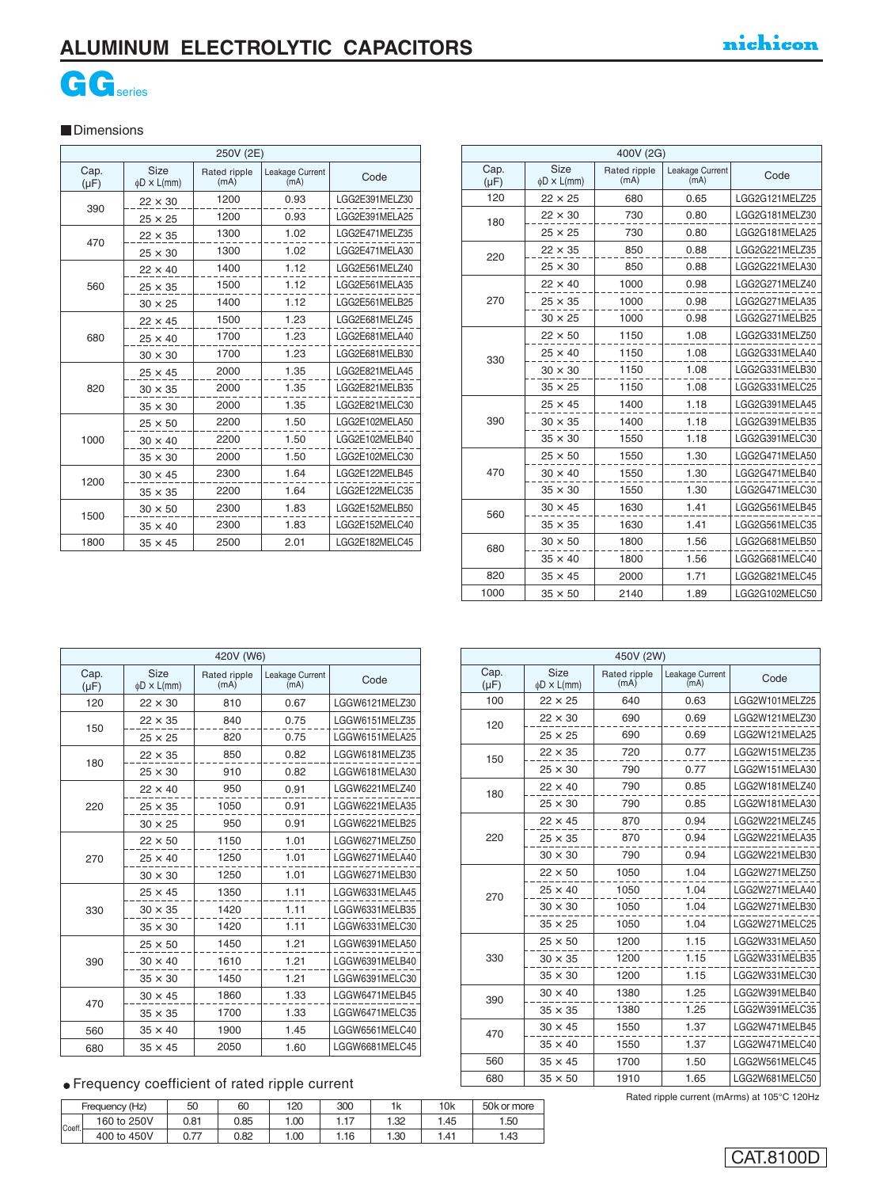# ALUMINUM ELECTROLYTIC CAPACITORS

## GG series

■ Dimensions

| 250V (2E) | | | | |
|---|---|---|---|---|
| Cap. (μF) | Size φD × L(mm) | Rated ripple (mA) | Leakage Current (mA) | Code |
| 390 | 22 × 30 | 1200 | 0.93 | LGG2E391MELZ30 |
| | 25 × 25 | 1200 | 0.93 | LGG2E391MELA25 |
| 470 | 22 × 35 | 1300 | 1.02 | LGG2E471MELZ35 |
| | 25 × 30 | 1300 | 1.02 | LGG2E471MELA30 |
| 560 | 22 × 40 | 1400 | 1.12 | LGG2E561MELZ40 |
| | 25 × 35 | 1500 | 1.12 | LGG2E561MELA35 |
| | 30 × 25 | 1400 | 1.12 | LGG2E561MELB25 |
| 680 | 22 × 45 | 1500 | 1.23 | LGG2E681MELZ45 |
| | 25 × 40 | 1700 | 1.23 | LGG2E681MELA40 |
| | 30 × 30 | 1700 | 1.23 | LGG2E681MELB30 |
| 820 | 25 × 45 | 2000 | 1.35 | LGG2E821MELA45 |
| | 30 × 35 | 2000 | 1.35 | LGG2E821MELB35 |
| | 35 × 30 | 2000 | 1.35 | LGG2E821MELC30 |
| 1000 | 25 × 50 | 2200 | 1.50 | LGG2E102MELA50 |
| | 30 × 40 | 2200 | 1.50 | LGG2E102MELB40 |
| | 35 × 30 | 2000 | 1.50 | LGG2E102MELC30 |
| 1200 | 30 × 45 | 2300 | 1.64 | LGG2E122MELB45 |
| | 35 × 35 | 2200 | 1.64 | LGG2E122MELC35 |
| 1500 | 30 × 50 | 2300 | 1.83 | LGG2E152MELB50 |
| | 35 × 40 | 2300 | 1.83 | LGG2E152MELC40 |
| 1800 | 35 × 45 | 2500 | 2.01 | LGG2E182MELC45 |

| 400V (2G) | | | | |
|---|---|---|---|---|
| Cap. (μF) | Size φD × L(mm) | Rated ripple (mA) | Leakage Current (mA) | Code |
| 120 | 22 × 25 | 680 | 0.65 | LGG2G121MELZ25 |
| 180 | 22 × 30 | 730 | 0.80 | LGG2G181MELZ30 |
| | 25 × 25 | 730 | 0.80 | LGG2G181MELA25 |
| 220 | 22 × 35 | 850 | 0.88 | LGG2G221MELZ35 |
| | 25 × 30 | 850 | 0.88 | LGG2G221MELA30 |
| 270 | 22 × 40 | 1000 | 0.98 | LGG2G271MELZ40 |
| | 25 × 35 | 1000 | 0.98 | LGG2G271MELA35 |
| | 30 × 25 | 1000 | 0.98 | LGG2G271MELB25 |
| 330 | 22 × 50 | 1150 | 1.08 | LGG2G331MELZ50 |
| | 25 × 40 | 1150 | 1.08 | LGG2G331MELA40 |
| | 30 × 30 | 1150 | 1.08 | LGG2G331MELB30 |
| | 35 × 25 | 1150 | 1.08 | LGG2G331MELC25 |
| 390 | 25 × 45 | 1400 | 1.18 | LGG2G391MELA45 |
| | 30 × 35 | 1400 | 1.18 | LGG2G391MELB35 |
| | 35 × 30 | 1550 | 1.18 | LGG2G391MELC30 |
| 470 | 25 × 50 | 1550 | 1.30 | LGG2G471MELA50 |
| | 30 × 40 | 1550 | 1.30 | LGG2G471MELB40 |
| | 35 × 30 | 1550 | 1.30 | LGG2G471MELC30 |
| 560 | 30 × 45 | 1630 | 1.41 | LGG2G561MELB45 |
| | 35 × 35 | 1630 | 1.41 | LGG2G561MELC35 |
| 680 | 30 × 50 | 1800 | 1.56 | LGG2G681MELB50 |
| | 35 × 40 | 1800 | 1.56 | LGG2G681MELC40 |
| 820 | 35 × 45 | 2000 | 1.71 | LGG2G821MELC45 |
| 1000 | 35 × 50 | 2140 | 1.89 | LGG2G102MELC50 |

| 420V (W6) | | | | |
|---|---|---|---|---|
| Cap. (μF) | Size φD × L(mm) | Rated ripple (mA) | Leakage Current (mA) | Code |
| 120 | 22 × 30 | 810 | 0.67 | LGGW6121MELZ30 |
| 150 | 22 × 35 | 840 | 0.75 | LGGW6151MELZ35 |
| | 25 × 25 | 820 | 0.75 | LGGW6151MELA25 |
| 180 | 22 × 35 | 850 | 0.82 | LGGW6181MELZ35 |
| | 25 × 30 | 910 | 0.82 | LGGW6181MELA30 |
| 220 | 22 × 40 | 950 | 0.91 | LGGW6221MELZ40 |
| | 25 × 35 | 1050 | 0.91 | LGGW6221MELA35 |
| | 30 × 25 | 950 | 0.91 | LGGW6221MELB25 |
| 270 | 22 × 50 | 1150 | 1.01 | LGGW6271MELZ50 |
| | 25 × 40 | 1250 | 1.01 | LGGW6271MELA40 |
| | 30 × 30 | 1250 | 1.01 | LGGW6271MELB30 |
| 330 | 25 × 45 | 1350 | 1.11 | LGGW6331MELA45 |
| | 30 × 35 | 1420 | 1.11 | LGGW6331MELB35 |
| | 35 × 30 | 1420 | 1.11 | LGGW6331MELC30 |
| 390 | 25 × 50 | 1450 | 1.21 | LGGW6391MELA50 |
| | 30 × 40 | 1610 | 1.21 | LGGW6391MELB40 |
| | 35 × 30 | 1450 | 1.21 | LGGW6391MELC30 |
| 470 | 30 × 45 | 1860 | 1.33 | LGGW6471MELB45 |
| | 35 × 35 | 1700 | 1.33 | LGGW6471MELC35 |
| 560 | 35 × 40 | 1900 | 1.45 | LGGW6561MELC40 |
| 680 | 35 × 45 | 2050 | 1.60 | LGGW6681MELC45 |

| 450V (2W) | | | | |
|---|---|---|---|---|
| Cap. (μF) | Size φD × L(mm) | Rated ripple (mA) | Leakage Current (mA) | Code |
| 100 | 22 × 25 | 640 | 0.63 | LGG2W101MELZ25 |
| 120 | 22 × 30 | 690 | 0.69 | LGG2W121MELZ30 |
| | 25 × 25 | 690 | 0.69 | LGG2W121MELA25 |
| 150 | 22 × 35 | 720 | 0.77 | LGG2W151MELZ35 |
| | 25 × 30 | 790 | 0.77 | LGG2W151MELA30 |
| 180 | 22 × 40 | 790 | 0.85 | LGG2W181MELZ40 |
| | 25 × 30 | 790 | 0.85 | LGG2W181MELA30 |
| 220 | 22 × 45 | 870 | 0.94 | LGG2W221MELZ45 |
| | 25 × 35 | 870 | 0.94 | LGG2W221MELA35 |
| | 30 × 30 | 790 | 0.94 | LGG2W221MELB30 |
| 270 | 22 × 50 | 1050 | 1.04 | LGG2W271MELZ50 |
| | 25 × 40 | 1050 | 1.04 | LGG2W271MELA40 |
| | 30 × 30 | 1050 | 1.04 | LGG2W271MELB30 |
| | 35 × 25 | 1050 | 1.04 | LGG2W271MELC25 |
| 330 | 25 × 50 | 1200 | 1.15 | LGG2W331MELA50 |
| | 30 × 35 | 1200 | 1.15 | LGG2W331MELB35 |
| | 35 × 30 | 1200 | 1.15 | LGG2W331MELC30 |
| 390 | 30 × 40 | 1380 | 1.25 | LGG2W391MELB40 |
| | 35 × 35 | 1380 | 1.25 | LGG2W391MELC35 |
| 470 | 30 × 45 | 1550 | 1.37 | LGG2W471MELB45 |
| | 35 × 40 | 1550 | 1.37 | LGG2W471MELC40 |
| 560 | 35 × 45 | 1700 | 1.50 | LGG2W561MELC45 |
| 680 | 35 × 50 | 1910 | 1.65 | LGG2W681MELC50 |

Rated ripple current (mArms) at 105°C 120Hz

● Frequency coefficient of rated ripple current

| | Frequency (Hz) | 50 | 60 | 120 | 300 | 1k | 10k | 50k or more |
|---|---|---|---|---|---|---|---|---|
| Coeff. | 160 to 250V | 0.81 | 0.85 | 1.00 | 1.17 | 1.32 | 1.45 | 1.50 |
| | 400 to 450V | 0.77 | 0.82 | 1.00 | 1.16 | 1.30 | 1.41 | 1.43 |

CAT.8100D